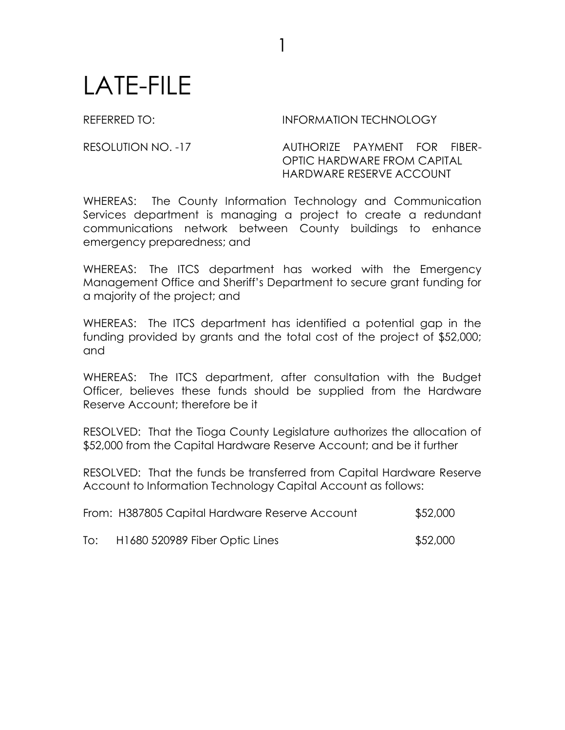# LATE-FILE

REFERRED TO: INFORMATION TECHNOLOGY

RESOLUTION NO. -17 AUTHORIZE PAYMENT FOR FIBER-OPTIC HARDWARE FROM CAPITAL HARDWARE RESERVE ACCOUNT

WHEREAS: The County Information Technology and Communication Services department is managing a project to create a redundant communications network between County buildings to enhance emergency preparedness; and

WHEREAS: The ITCS department has worked with the Emergency Management Office and Sheriff's Department to secure grant funding for a majority of the project; and

WHEREAS: The ITCS department has identified a potential gap in the funding provided by grants and the total cost of the project of $52,000; and

WHEREAS: The ITCS department, after consultation with the Budget Officer, believes these funds should be supplied from the Hardware Reserve Account; therefore be it

RESOLVED: That the Tioga County Legislature authorizes the allocation of $52,000 from the Capital Hardware Reserve Account; and be it further

RESOLVED: That the funds be transferred from Capital Hardware Reserve Account to Information Technology Capital Account as follows:

From: H387805 Capital Hardware Reserve Account $52,000

To: H1680 520989 Fiber Optic Lines $52,000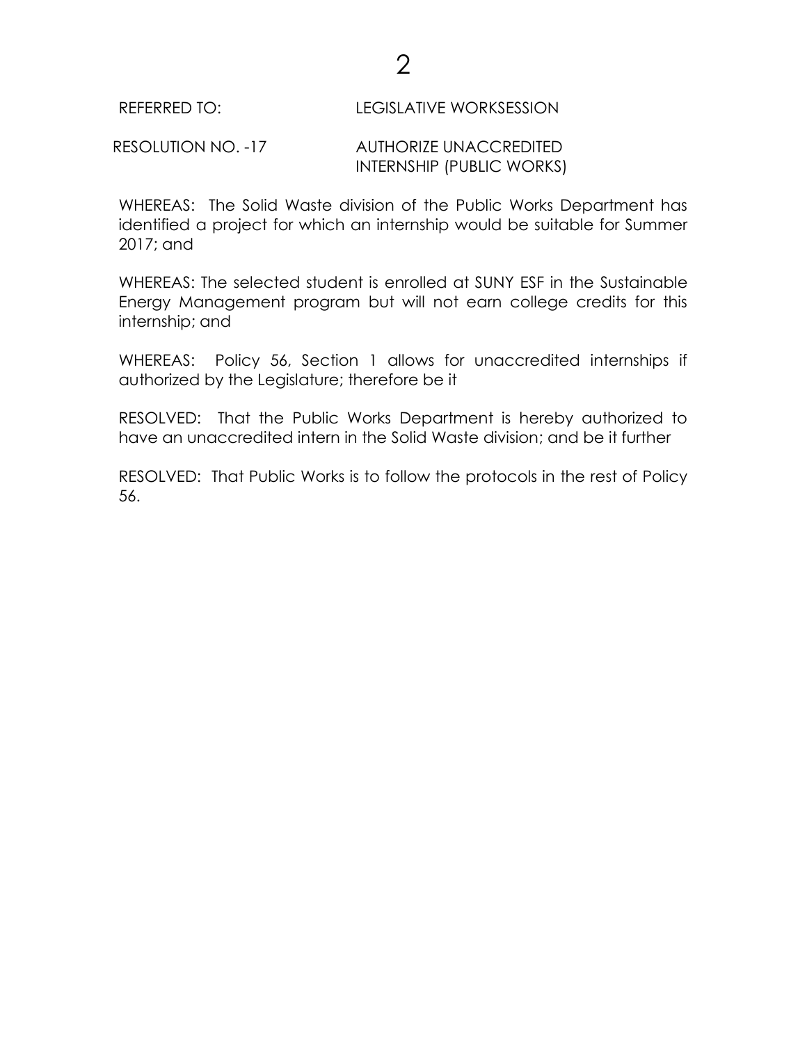REFERRED TO: LEGISLATIVE WORKSESSION

RESOLUTION NO. -17 AUTHORIZE UNACCREDITED INTERNSHIP (PUBLIC WORKS)

WHEREAS: The Solid Waste division of the Public Works Department has identified a project for which an internship would be suitable for Summer 2017; and

WHEREAS: The selected student is enrolled at SUNY ESF in the Sustainable Energy Management program but will not earn college credits for this internship; and

WHEREAS: Policy 56, Section 1 allows for unaccredited internships if authorized by the Legislature; therefore be it

RESOLVED: That the Public Works Department is hereby authorized to have an unaccredited intern in the Solid Waste division; and be it further

RESOLVED: That Public Works is to follow the protocols in the rest of Policy 56.